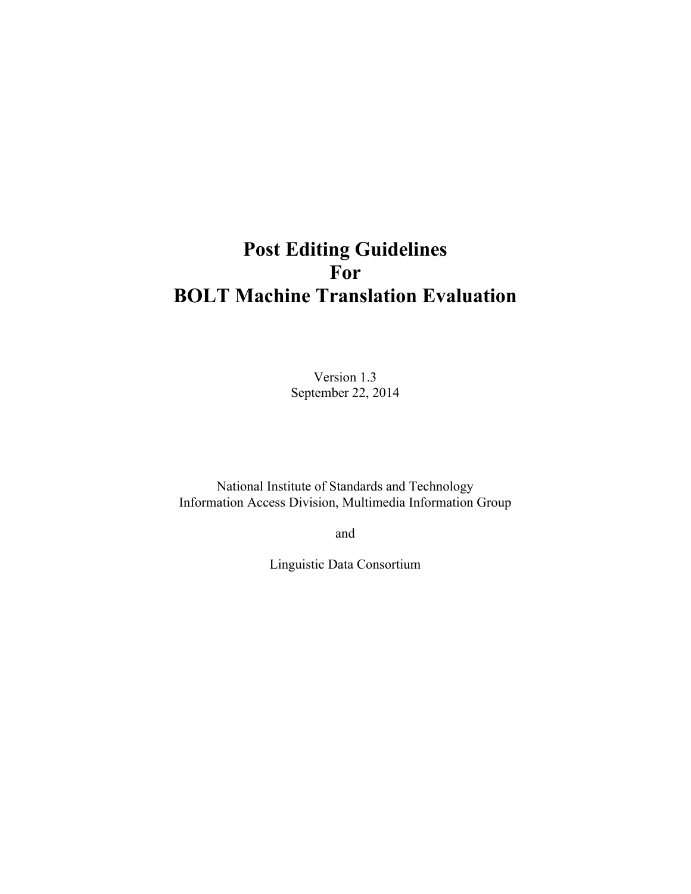# Post Editing Guidelines
# For
# BOLT Machine Translation Evaluation

Version 1.3
September 22, 2014

National Institute of Standards and Technology
Information Access Division, Multimedia Information Group

and

Linguistic Data Consortium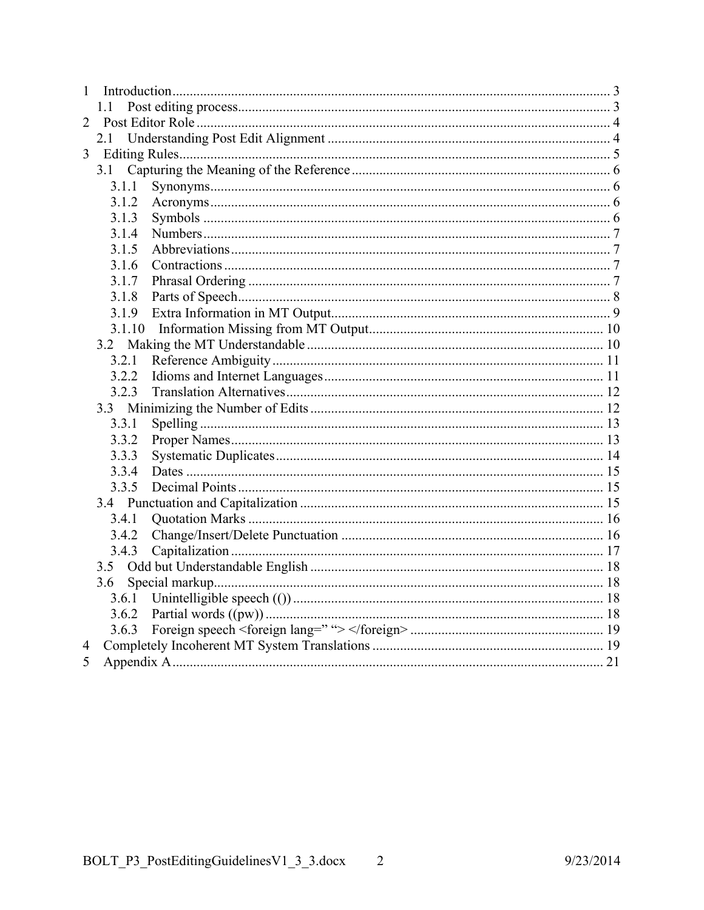1 Introduction .......... 3
  1.1 Post editing process .......... 3
2 Post Editor Role .......... 4
  2.1 Understanding Post Edit Alignment .......... 4
3 Editing Rules .......... 5
  3.1 Capturing the Meaning of the Reference .......... 6
    3.1.1 Synonyms .......... 6
    3.1.2 Acronyms .......... 6
    3.1.3 Symbols .......... 6
    3.1.4 Numbers .......... 7
    3.1.5 Abbreviations .......... 7
    3.1.6 Contractions .......... 7
    3.1.7 Phrasal Ordering .......... 7
    3.1.8 Parts of Speech .......... 8
    3.1.9 Extra Information in MT Output .......... 9
    3.1.10 Information Missing from MT Output .......... 10
  3.2 Making the MT Understandable .......... 10
    3.2.1 Reference Ambiguity .......... 11
    3.2.2 Idioms and Internet Languages .......... 11
    3.2.3 Translation Alternatives .......... 12
  3.3 Minimizing the Number of Edits .......... 12
    3.3.1 Spelling .......... 13
    3.3.2 Proper Names .......... 13
    3.3.3 Systematic Duplicates .......... 14
    3.3.4 Dates .......... 15
    3.3.5 Decimal Points .......... 15
  3.4 Punctuation and Capitalization .......... 15
    3.4.1 Quotation Marks .......... 16
    3.4.2 Change/Insert/Delete Punctuation .......... 16
    3.4.3 Capitalization .......... 17
  3.5 Odd but Understandable English .......... 18
  3.6 Special markup .......... 18
    3.6.1 Unintelligible speech (()) .......... 18
    3.6.2 Partial words ((pw)) .......... 18
    3.6.3 Foreign speech <foreign lang=" "> </foreign> .......... 19
4 Completely Incoherent MT System Translations .......... 19
5 Appendix A .......... 21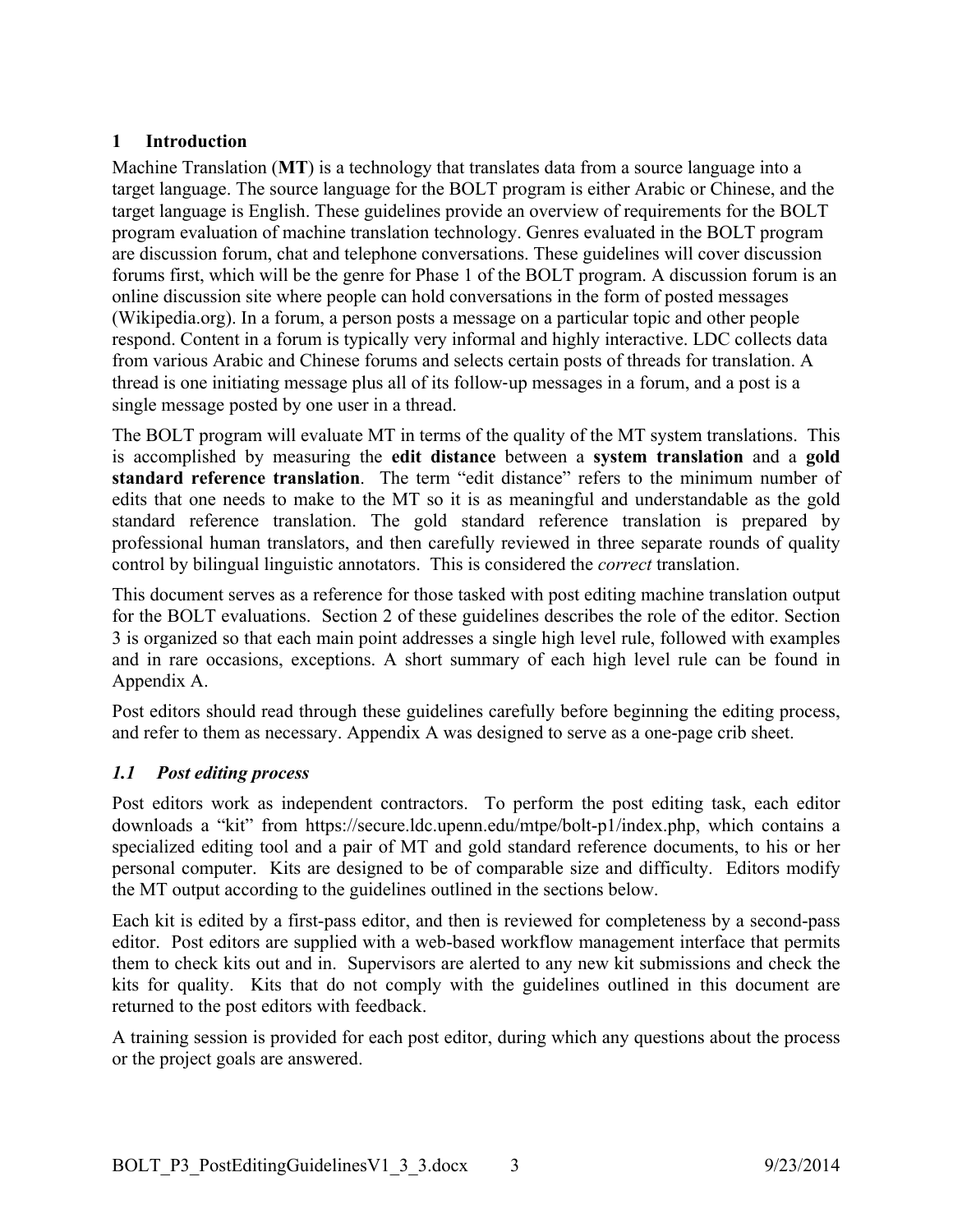# 1 Introduction

Machine Translation (**MT**) is a technology that translates data from a source language into a target language. The source language for the BOLT program is either Arabic or Chinese, and the target language is English. These guidelines provide an overview of requirements for the BOLT program evaluation of machine translation technology. Genres evaluated in the BOLT program are discussion forum, chat and telephone conversations. These guidelines will cover discussion forums first, which will be the genre for Phase 1 of the BOLT program. A discussion forum is an online discussion site where people can hold conversations in the form of posted messages (Wikipedia.org). In a forum, a person posts a message on a particular topic and other people respond. Content in a forum is typically very informal and highly interactive. LDC collects data from various Arabic and Chinese forums and selects certain posts of threads for translation. A thread is one initiating message plus all of its follow-up messages in a forum, and a post is a single message posted by one user in a thread.

The BOLT program will evaluate MT in terms of the quality of the MT system translations. This is accomplished by measuring the **edit distance** between a **system translation** and a **gold standard reference translation**. The term "edit distance" refers to the minimum number of edits that one needs to make to the MT so it is as meaningful and understandable as the gold standard reference translation. The gold standard reference translation is prepared by professional human translators, and then carefully reviewed in three separate rounds of quality control by bilingual linguistic annotators. This is considered the *correct* translation.

This document serves as a reference for those tasked with post editing machine translation output for the BOLT evaluations. Section 2 of these guidelines describes the role of the editor. Section 3 is organized so that each main point addresses a single high level rule, followed with examples and in rare occasions, exceptions. A short summary of each high level rule can be found in Appendix A.

Post editors should read through these guidelines carefully before beginning the editing process, and refer to them as necessary. Appendix A was designed to serve as a one-page crib sheet.

## *1.1 Post editing process*

Post editors work as independent contractors. To perform the post editing task, each editor downloads a "kit" from https://secure.ldc.upenn.edu/mtpe/bolt-p1/index.php, which contains a specialized editing tool and a pair of MT and gold standard reference documents, to his or her personal computer. Kits are designed to be of comparable size and difficulty. Editors modify the MT output according to the guidelines outlined in the sections below.

Each kit is edited by a first-pass editor, and then is reviewed for completeness by a second-pass editor. Post editors are supplied with a web-based workflow management interface that permits them to check kits out and in. Supervisors are alerted to any new kit submissions and check the kits for quality. Kits that do not comply with the guidelines outlined in this document are returned to the post editors with feedback.

A training session is provided for each post editor, during which any questions about the process or the project goals are answered.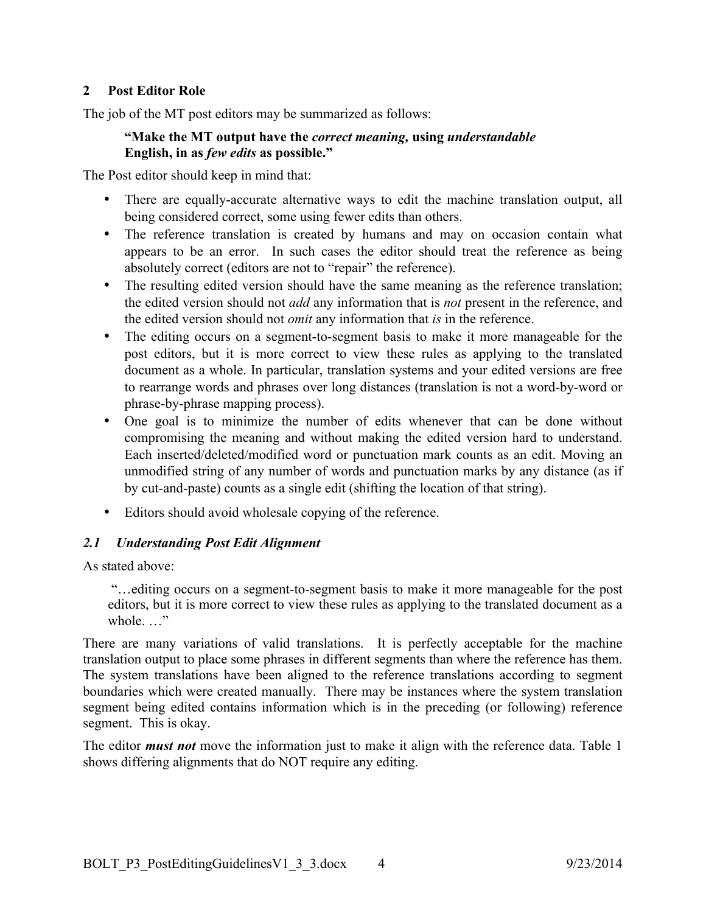## 2 Post Editor Role

The job of the MT post editors may be summarized as follows:

> **"Make the MT output have the *correct meaning,* using *understandable* English, in as *few edits* as possible."**

The Post editor should keep in mind that:

- There are equally-accurate alternative ways to edit the machine translation output, all being considered correct, some using fewer edits than others.
- The reference translation is created by humans and may on occasion contain what appears to be an error. In such cases the editor should treat the reference as being absolutely correct (editors are not to "repair" the reference).
- The resulting edited version should have the same meaning as the reference translation; the edited version should not *add* any information that is *not* present in the reference, and the edited version should not *omit* any information that *is* in the reference.
- The editing occurs on a segment-to-segment basis to make it more manageable for the post editors, but it is more correct to view these rules as applying to the translated document as a whole. In particular, translation systems and your edited versions are free to rearrange words and phrases over long distances (translation is not a word-by-word or phrase-by-phrase mapping process).
- One goal is to minimize the number of edits whenever that can be done without compromising the meaning and without making the edited version hard to understand. Each inserted/deleted/modified word or punctuation mark counts as an edit. Moving an unmodified string of any number of words and punctuation marks by any distance (as if by cut-and-paste) counts as a single edit (shifting the location of that string).
- Editors should avoid wholesale copying of the reference.

### *2.1 Understanding Post Edit Alignment*

As stated above:

> "…editing occurs on a segment-to-segment basis to make it more manageable for the post editors, but it is more correct to view these rules as applying to the translated document as a whole. …"

There are many variations of valid translations. It is perfectly acceptable for the machine translation output to place some phrases in different segments than where the reference has them. The system translations have been aligned to the reference translations according to segment boundaries which were created manually. There may be instances where the system translation segment being edited contains information which is in the preceding (or following) reference segment. This is okay.

The editor ***must not*** move the information just to make it align with the reference data. Table 1 shows differing alignments that do NOT require any editing.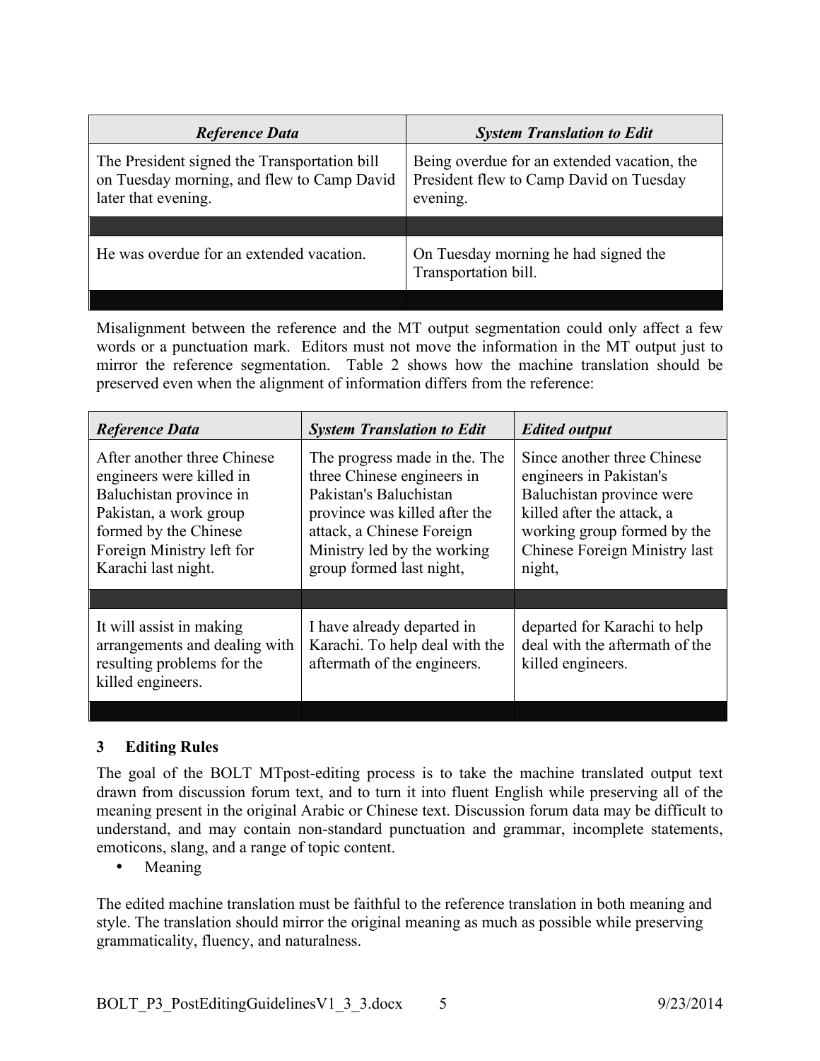| *Reference Data* | *System Translation to Edit* |
|---|---|
| The President signed the Transportation bill on Tuesday morning, and flew to Camp David later that evening. | Being overdue for an extended vacation, the President flew to Camp David on Tuesday evening. |
| | |
| He was overdue for an extended vacation. | On Tuesday morning he had signed the Transportation bill. |
| | |

Misalignment between the reference and the MT output segmentation could only affect a few words or a punctuation mark. Editors must not move the information in the MT output just to mirror the reference segmentation. Table 2 shows how the machine translation should be preserved even when the alignment of information differs from the reference:

| *Reference Data* | *System Translation to Edit* | *Edited output* |
|---|---|---|
| After another three Chinese engineers were killed in Baluchistan province in Pakistan, a work group formed by the Chinese Foreign Ministry left for Karachi last night. | The progress made in the. The three Chinese engineers in Pakistan's Baluchistan province was killed after the attack, a Chinese Foreign Ministry led by the working group formed last night, | Since another three Chinese engineers in Pakistan's Baluchistan province were killed after the attack, a working group formed by the Chinese Foreign Ministry last night, |
| | | |
| It will assist in making arrangements and dealing with resulting problems for the killed engineers. | I have already departed in Karachi. To help deal with the aftermath of the engineers. | departed for Karachi to help deal with the aftermath of the killed engineers. |
| | | |

## 3 Editing Rules

The goal of the BOLT MTpost-editing process is to take the machine translated output text drawn from discussion forum text, and to turn it into fluent English while preserving all of the meaning present in the original Arabic or Chinese text. Discussion forum data may be difficult to understand, and may contain non-standard punctuation and grammar, incomplete statements, emoticons, slang, and a range of topic content.

- Meaning

The edited machine translation must be faithful to the reference translation in both meaning and style. The translation should mirror the original meaning as much as possible while preserving grammaticality, fluency, and naturalness.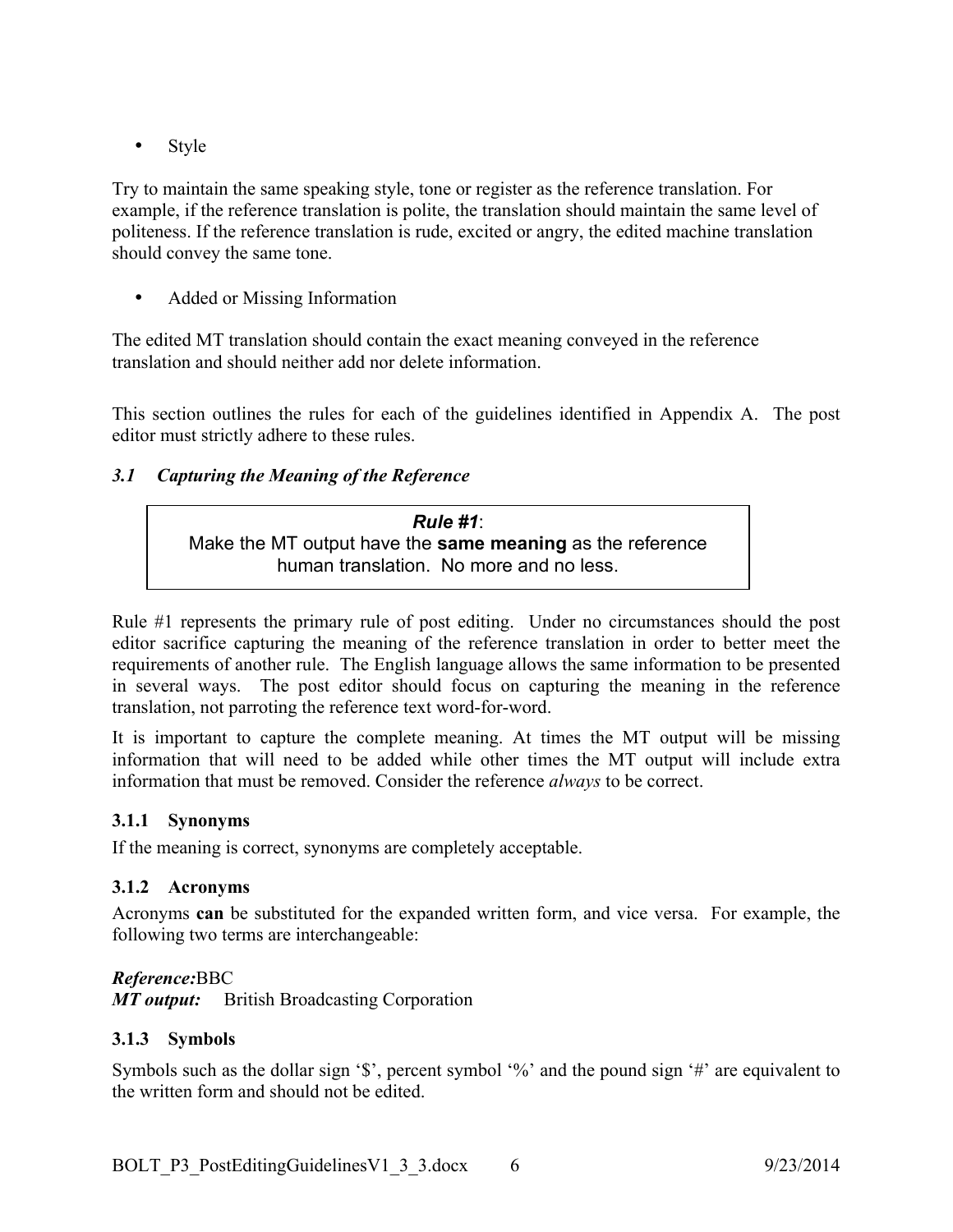- Style

Try to maintain the same speaking style, tone or register as the reference translation. For example, if the reference translation is polite, the translation should maintain the same level of politeness. If the reference translation is rude, excited or angry, the edited machine translation should convey the same tone.

- Added or Missing Information

The edited MT translation should contain the exact meaning conveyed in the reference translation and should neither add nor delete information.

This section outlines the rules for each of the guidelines identified in Appendix A. The post editor must strictly adhere to these rules.

### *3.1 Capturing the Meaning of the Reference*

> ***Rule #1***:
> Make the MT output have the **same meaning** as the reference human translation. No more and no less.

Rule #1 represents the primary rule of post editing. Under no circumstances should the post editor sacrifice capturing the meaning of the reference translation in order to better meet the requirements of another rule. The English language allows the same information to be presented in several ways. The post editor should focus on capturing the meaning in the reference translation, not parroting the reference text word-for-word.

It is important to capture the complete meaning. At times the MT output will be missing information that will need to be added while other times the MT output will include extra information that must be removed. Consider the reference *always* to be correct.

#### 3.1.1 Synonyms

If the meaning is correct, synonyms are completely acceptable.

#### 3.1.2 Acronyms

Acronyms **can** be substituted for the expanded written form, and vice versa. For example, the following two terms are interchangeable:

***Reference:***BBC
***MT output:*** British Broadcasting Corporation

#### 3.1.3 Symbols

Symbols such as the dollar sign '$', percent symbol '%' and the pound sign '#' are equivalent to the written form and should not be edited.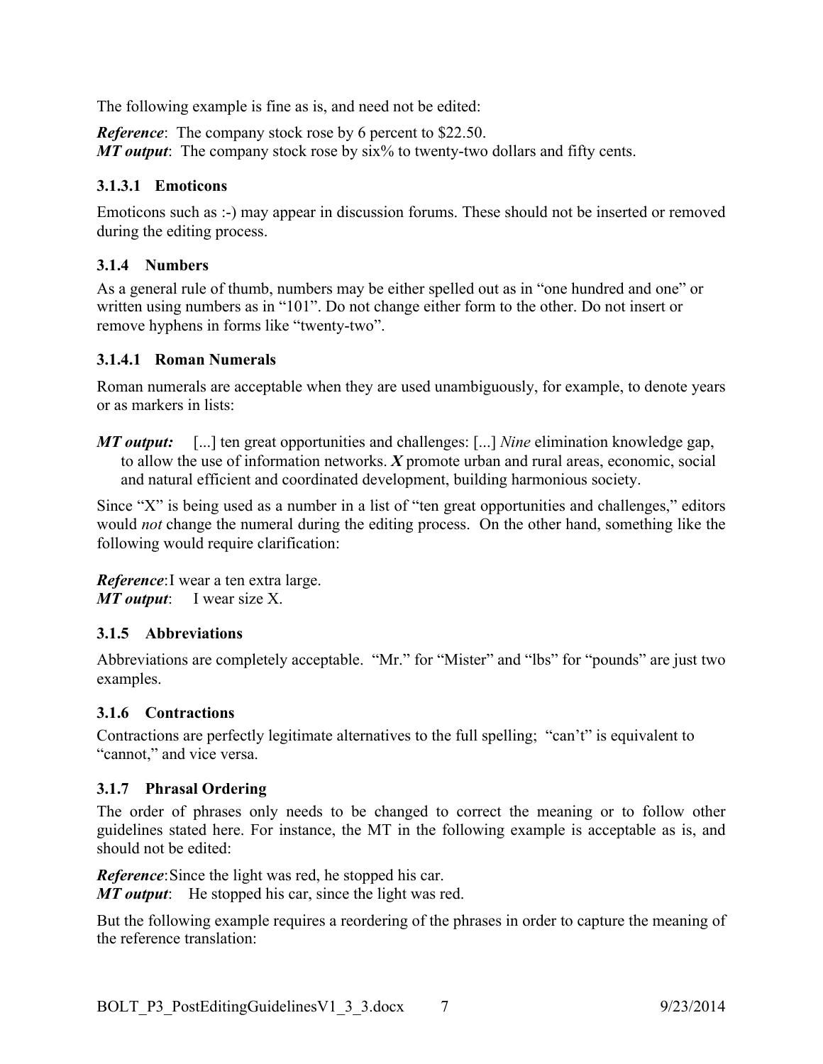The following example is fine as is, and need not be edited:

***Reference***: The company stock rose by 6 percent to $22.50.
***MT output***: The company stock rose by six% to twenty-two dollars and fifty cents.

#### 3.1.3.1 Emoticons

Emoticons such as :-) may appear in discussion forums. These should not be inserted or removed during the editing process.

### 3.1.4 Numbers

As a general rule of thumb, numbers may be either spelled out as in "one hundred and one" or written using numbers as in "101". Do not change either form to the other. Do not insert or remove hyphens in forms like "twenty-two".

#### 3.1.4.1 Roman Numerals

Roman numerals are acceptable when they are used unambiguously, for example, to denote years or as markers in lists:

***MT output:*** [...] ten great opportunities and challenges: [...] *Nine* elimination knowledge gap, to allow the use of information networks. ***X*** promote urban and rural areas, economic, social and natural efficient and coordinated development, building harmonious society.

Since "X" is being used as a number in a list of "ten great opportunities and challenges," editors would *not* change the numeral during the editing process. On the other hand, something like the following would require clarification:

***Reference***: I wear a ten extra large.
***MT output***: I wear size X.

### 3.1.5 Abbreviations

Abbreviations are completely acceptable. "Mr." for "Mister" and "lbs" for "pounds" are just two examples.

### 3.1.6 Contractions

Contractions are perfectly legitimate alternatives to the full spelling; "can't" is equivalent to "cannot," and vice versa.

### 3.1.7 Phrasal Ordering

The order of phrases only needs to be changed to correct the meaning or to follow other guidelines stated here. For instance, the MT in the following example is acceptable as is, and should not be edited:

***Reference***: Since the light was red, he stopped his car.
***MT output***: He stopped his car, since the light was red.

But the following example requires a reordering of the phrases in order to capture the meaning of the reference translation: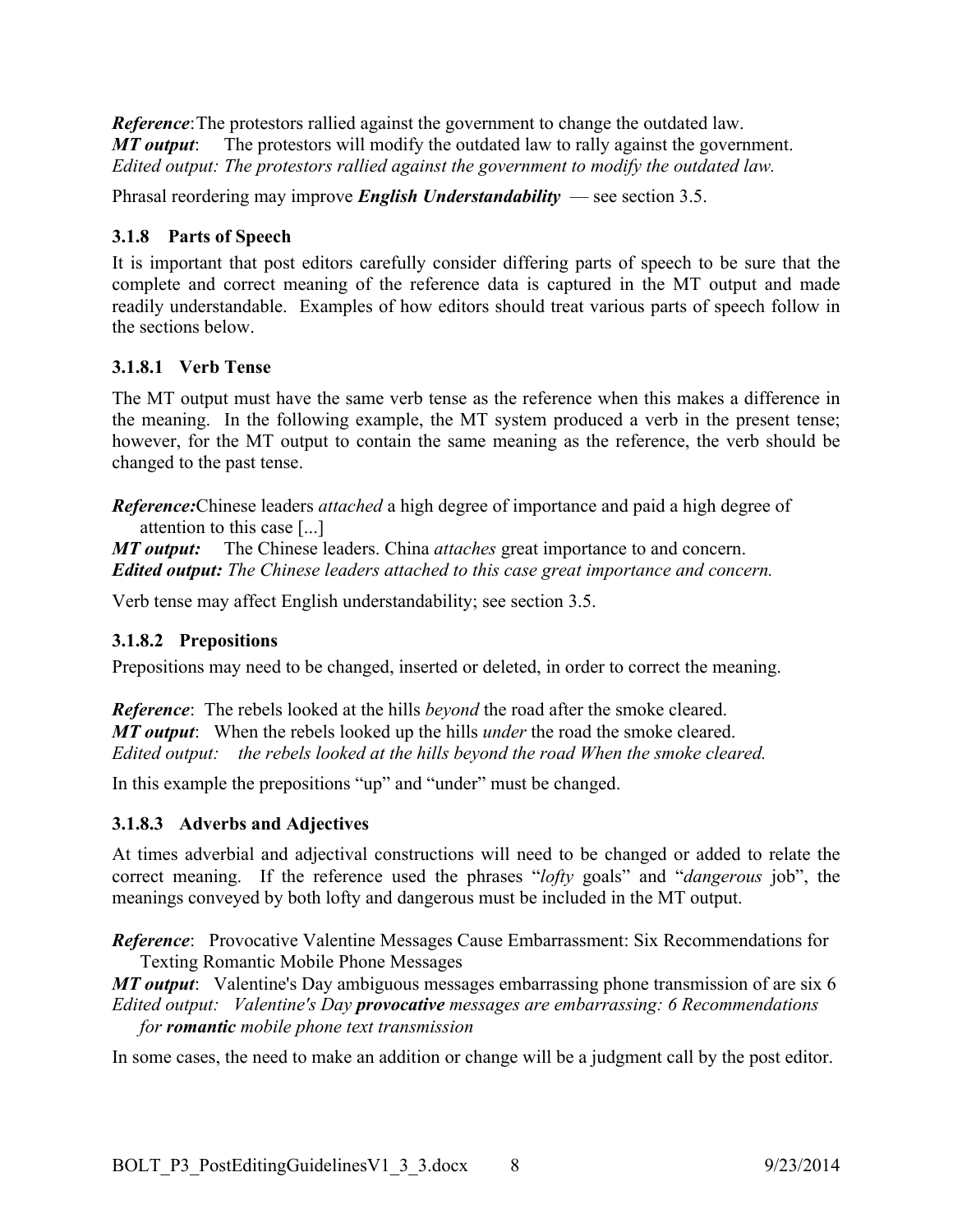***Reference***: The protestors rallied against the government to change the outdated law.
***MT output***: The protestors will modify the outdated law to rally against the government.
*Edited output: The protestors rallied against the government to modify the outdated law.*

Phrasal reordering may improve ***English Understandability*** — see section 3.5.

### 3.1.8 Parts of Speech

It is important that post editors carefully consider differing parts of speech to be sure that the complete and correct meaning of the reference data is captured in the MT output and made readily understandable. Examples of how editors should treat various parts of speech follow in the sections below.

#### 3.1.8.1 Verb Tense

The MT output must have the same verb tense as the reference when this makes a difference in the meaning. In the following example, the MT system produced a verb in the present tense; however, for the MT output to contain the same meaning as the reference, the verb should be changed to the past tense.

***Reference:*** Chinese leaders *attached* a high degree of importance and paid a high degree of attention to this case [...]
***MT output:*** The Chinese leaders. China *attaches* great importance to and concern.
***Edited output:*** *The Chinese leaders attached to this case great importance and concern.*

Verb tense may affect English understandability; see section 3.5.

#### 3.1.8.2 Prepositions

Prepositions may need to be changed, inserted or deleted, in order to correct the meaning.

***Reference***: The rebels looked at the hills *beyond* the road after the smoke cleared.
***MT output***: When the rebels looked up the hills *under* the road the smoke cleared.
*Edited output: the rebels looked at the hills beyond the road When the smoke cleared.*

In this example the prepositions "up" and "under" must be changed.

#### 3.1.8.3 Adverbs and Adjectives

At times adverbial and adjectival constructions will need to be changed or added to relate the correct meaning. If the reference used the phrases "*lofty* goals" and "*dangerous* job", the meanings conveyed by both lofty and dangerous must be included in the MT output.

***Reference***: Provocative Valentine Messages Cause Embarrassment: Six Recommendations for Texting Romantic Mobile Phone Messages
***MT output***: Valentine's Day ambiguous messages embarrassing phone transmission of are six 6
*Edited output: Valentine's Day* ***provocative*** *messages are embarrassing: 6 Recommendations for* ***romantic*** *mobile phone text transmission*

In some cases, the need to make an addition or change will be a judgment call by the post editor.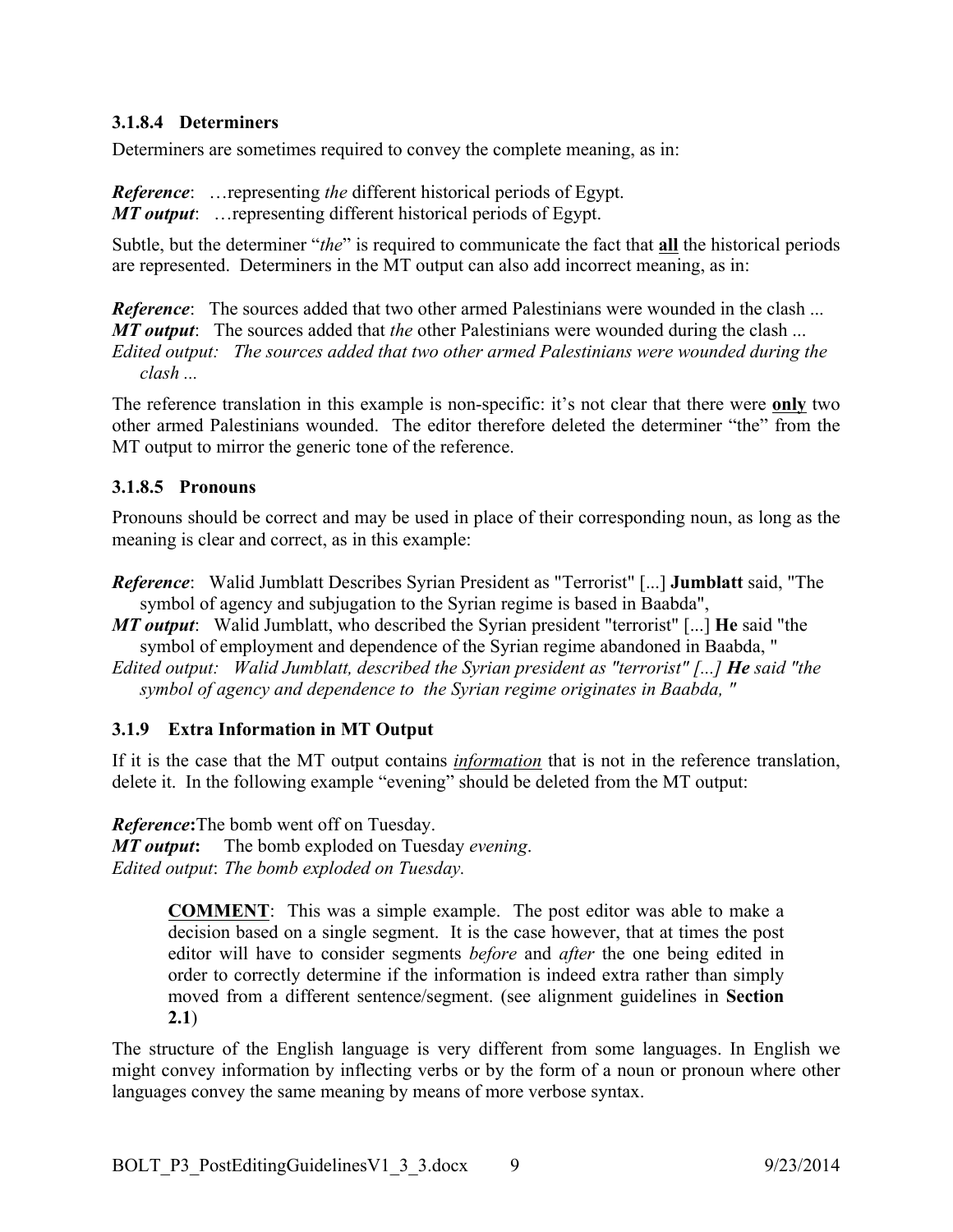#### 3.1.8.4 Determiners

Determiners are sometimes required to convey the complete meaning, as in:

***Reference***: …representing *the* different historical periods of Egypt.
***MT output***: …representing different historical periods of Egypt.

Subtle, but the determiner "*the*" is required to communicate the fact that **all** the historical periods are represented. Determiners in the MT output can also add incorrect meaning, as in:

***Reference***: The sources added that two other armed Palestinians were wounded in the clash ...
***MT output***: The sources added that *the* other Palestinians were wounded during the clash ...
*Edited output: The sources added that two other armed Palestinians were wounded during the clash ...*

The reference translation in this example is non-specific: it's not clear that there were **only** two other armed Palestinians wounded. The editor therefore deleted the determiner "the" from the MT output to mirror the generic tone of the reference.

#### 3.1.8.5 Pronouns

Pronouns should be correct and may be used in place of their corresponding noun, as long as the meaning is clear and correct, as in this example:

***Reference***: Walid Jumblatt Describes Syrian President as "Terrorist" [...] **Jumblatt** said, "The symbol of agency and subjugation to the Syrian regime is based in Baabda",
***MT output***: Walid Jumblatt, who described the Syrian president "terrorist" [...] **He** said "the symbol of employment and dependence of the Syrian regime abandoned in Baabda, "
*Edited output: Walid Jumblatt, described the Syrian president as "terrorist" [...]* ***He*** *said "the symbol of agency and dependence to the Syrian regime originates in Baabda, "*

### 3.1.9 Extra Information in MT Output

If it is the case that the MT output contains *information* that is not in the reference translation, delete it. In the following example "evening" should be deleted from the MT output:

***Reference*:** The bomb went off on Tuesday.
***MT output*:** The bomb exploded on Tuesday *evening*.
*Edited output*: *The bomb exploded on Tuesday.*

> **COMMENT**: This was a simple example. The post editor was able to make a decision based on a single segment. It is the case however, that at times the post editor will have to consider segments *before* and *after* the one being edited in order to correctly determine if the information is indeed extra rather than simply moved from a different sentence/segment. (see alignment guidelines in **Section 2.1**)

The structure of the English language is very different from some languages. In English we might convey information by inflecting verbs or by the form of a noun or pronoun where other languages convey the same meaning by means of more verbose syntax.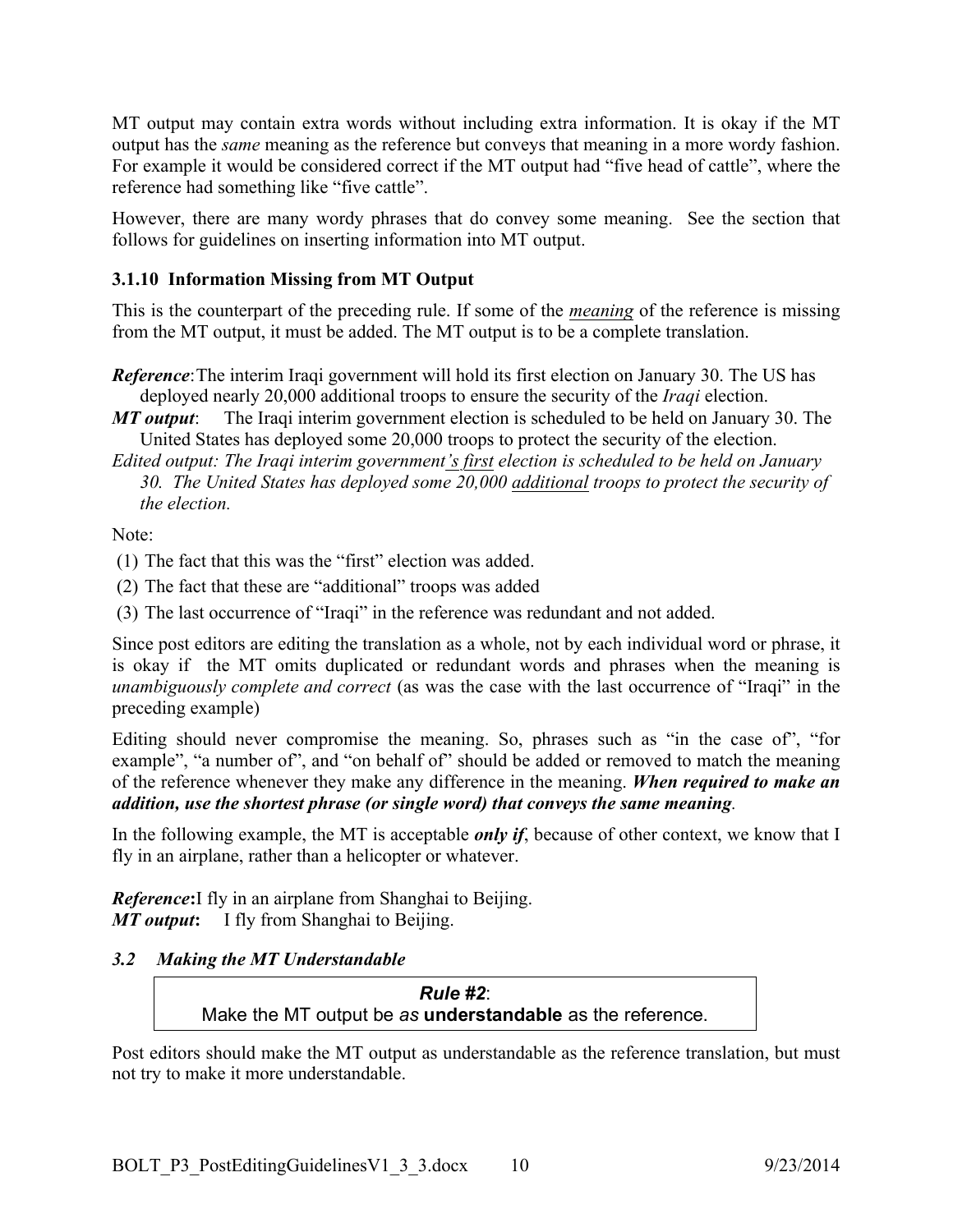MT output may contain extra words without including extra information. It is okay if the MT output has the *same* meaning as the reference but conveys that meaning in a more wordy fashion. For example it would be considered correct if the MT output had "five head of cattle", where the reference had something like "five cattle".

However, there are many wordy phrases that do convey some meaning. See the section that follows for guidelines on inserting information into MT output.

### 3.1.10 Information Missing from MT Output

This is the counterpart of the preceding rule. If some of the ***meaning*** of the reference is missing from the MT output, it must be added. The MT output is to be a complete translation.

***Reference***: The interim Iraqi government will hold its first election on January 30. The US has deployed nearly 20,000 additional troops to ensure the security of the *Iraqi* election.
***MT output***: The Iraqi interim government election is scheduled to be held on January 30. The United States has deployed some 20,000 troops to protect the security of the election.
*Edited output: The Iraqi interim government's first election is scheduled to be held on January 30. The United States has deployed some 20,000 additional troops to protect the security of the election.*

Note:

(1) The fact that this was the "first" election was added.
(2) The fact that these are "additional" troops was added
(3) The last occurrence of "Iraqi" in the reference was redundant and not added.

Since post editors are editing the translation as a whole, not by each individual word or phrase, it is okay if the MT omits duplicated or redundant words and phrases when the meaning is *unambiguously complete and correct* (as was the case with the last occurrence of "Iraqi" in the preceding example)

Editing should never compromise the meaning. So, phrases such as "in the case of", "for example", "a number of", and "on behalf of" should be added or removed to match the meaning of the reference whenever they make any difference in the meaning. ***When required to make an addition, use the shortest phrase (or single word) that conveys the same meaning***.

In the following example, the MT is acceptable ***only if***, because of other context, we know that I fly in an airplane, rather than a helicopter or whatever.

***Reference*:** I fly in an airplane from Shanghai to Beijing.
***MT output*:** I fly from Shanghai to Beijing.

### *3.2 Making the MT Understandable*

> ***Rule #2***:
> Make the MT output be *as* **understandable** as the reference.

Post editors should make the MT output as understandable as the reference translation, but must not try to make it more understandable.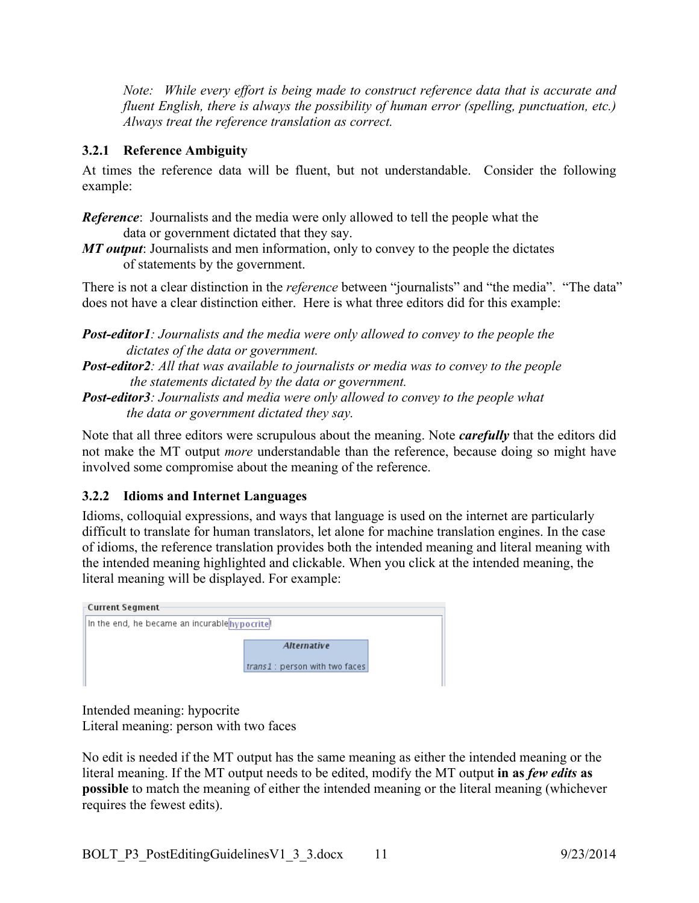*Note: While every effort is being made to construct reference data that is accurate and fluent English, there is always the possibility of human error (spelling, punctuation, etc.) Always treat the reference translation as correct.*

### 3.2.1 Reference Ambiguity

At times the reference data will be fluent, but not understandable. Consider the following example:

***Reference***: Journalists and the media were only allowed to tell the people what the data or government dictated that they say.
***MT output***: Journalists and men information, only to convey to the people the dictates of statements by the government.

There is not a clear distinction in the *reference* between "journalists" and "the media". "The data" does not have a clear distinction either. Here is what three editors did for this example:

***Post-editor1****: Journalists and the media were only allowed to convey to the people the dictates of the data or government.*
***Post-editor2****: All that was available to journalists or media was to convey to the people the statements dictated by the data or government.*
***Post-editor3****: Journalists and media were only allowed to convey to the people what the data or government dictated they say.*

Note that all three editors were scrupulous about the meaning. Note ***carefully*** that the editors did not make the MT output *more* understandable than the reference, because doing so might have involved some compromise about the meaning of the reference.

### 3.2.2 Idioms and Internet Languages

Idioms, colloquial expressions, and ways that language is used on the internet are particularly difficult to translate for human translators, let alone for machine translation engines. In the case of idioms, the reference translation provides both the intended meaning and literal meaning with the intended meaning highlighted and clickable. When you click at the intended meaning, the literal meaning will be displayed. For example:

Current Segment
In the end, he became an incurable hypocrite!
Alternative
trans1 : person with two faces

Intended meaning: hypocrite
Literal meaning: person with two faces

No edit is needed if the MT output has the same meaning as either the intended meaning or the literal meaning. If the MT output needs to be edited, modify the MT output **in as *few edits* as possible** to match the meaning of either the intended meaning or the literal meaning (whichever requires the fewest edits).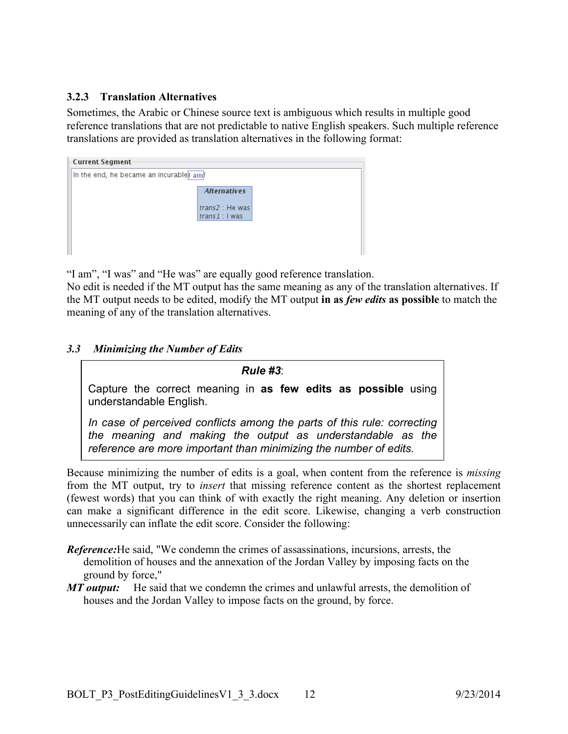### 3.2.3 Translation Alternatives

Sometimes, the Arabic or Chinese source text is ambiguous which results in multiple good reference translations that are not predictable to native English speakers. Such multiple reference translations are provided as translation alternatives in the following format:

Current Segment

In the end, he became an incurable I am!

Alternatives

trans2 : He was
trans1 : I was

"I am", "I was" and "He was" are equally good reference translation.
No edit is needed if the MT output has the same meaning as any of the translation alternatives. If the MT output needs to be edited, modify the MT output **in as *few edits* as possible** to match the meaning of any of the translation alternatives.

## *3.3 Minimizing the Number of Edits*

> ***Rule #3***:
>
> Capture the correct meaning in **as few edits as possible** using understandable English.
>
> *In case of perceived conflicts among the parts of this rule: correcting the meaning and making the output as understandable as the reference are more important than minimizing the number of edits.*

Because minimizing the number of edits is a goal, when content from the reference is *missing* from the MT output, try to *insert* that missing reference content as the shortest replacement (fewest words) that you can think of with exactly the right meaning. Any deletion or insertion can make a significant difference in the edit score. Likewise, changing a verb construction unnecessarily can inflate the edit score. Consider the following:

***Reference:*** He said, "We condemn the crimes of assassinations, incursions, arrests, the demolition of houses and the annexation of the Jordan Valley by imposing facts on the ground by force,"

***MT output:*** He said that we condemn the crimes and unlawful arrests, the demolition of houses and the Jordan Valley to impose facts on the ground, by force.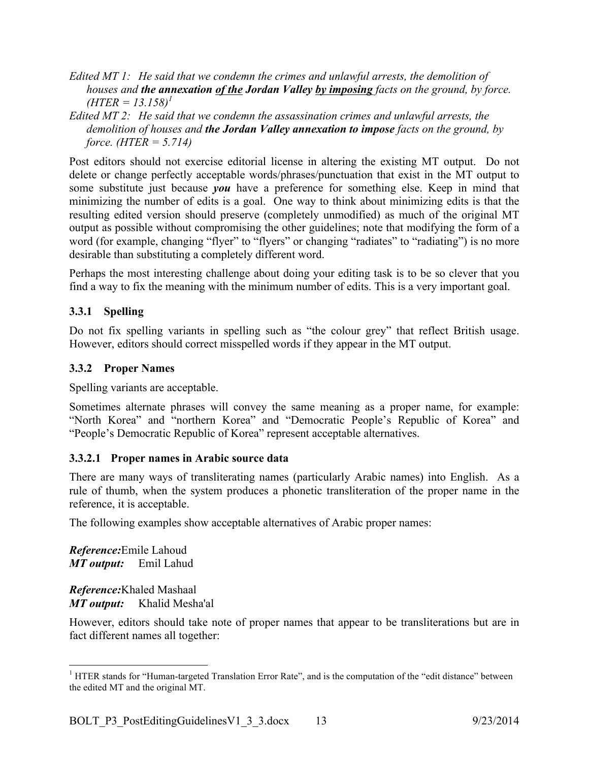*Edited MT 1: He said that we condemn the crimes and unlawful arrests, the demolition of houses and **the annexation <u>of the</u> Jordan Valley <u>by imposing</u>** facts on the ground, by force. (HTER = 13.158)*[1]

*Edited MT 2: He said that we condemn the assassination crimes and unlawful arrests, the demolition of houses and **the Jordan Valley annexation to impose** facts on the ground, by force. (HTER = 5.714)*

Post editors should not exercise editorial license in altering the existing MT output. Do not delete or change perfectly acceptable words/phrases/punctuation that exist in the MT output to some substitute just because ***you*** have a preference for something else. Keep in mind that minimizing the number of edits is a goal. One way to think about minimizing edits is that the resulting edited version should preserve (completely unmodified) as much of the original MT output as possible without compromising the other guidelines; note that modifying the form of a word (for example, changing "flyer" to "flyers" or changing "radiates" to "radiating") is no more desirable than substituting a completely different word.

Perhaps the most interesting challenge about doing your editing task is to be so clever that you find a way to fix the meaning with the minimum number of edits. This is a very important goal.

### 3.3.1 Spelling

Do not fix spelling variants in spelling such as "the colour grey" that reflect British usage. However, editors should correct misspelled words if they appear in the MT output.

### 3.3.2 Proper Names

Spelling variants are acceptable.

Sometimes alternate phrases will convey the same meaning as a proper name, for example: "North Korea" and "northern Korea" and "Democratic People's Republic of Korea" and "People's Democratic Republic of Korea" represent acceptable alternatives.

#### 3.3.2.1 Proper names in Arabic source data

There are many ways of transliterating names (particularly Arabic names) into English. As a rule of thumb, when the system produces a phonetic transliteration of the proper name in the reference, it is acceptable.

The following examples show acceptable alternatives of Arabic proper names:

***Reference:*** Emile Lahoud
***MT output:*** Emil Lahud

***Reference:*** Khaled Mashaal
***MT output:*** Khalid Mesha'al

However, editors should take note of proper names that appear to be transliterations but are in fact different names all together:

---

[1] HTER stands for "Human-targeted Translation Error Rate", and is the computation of the "edit distance" between the edited MT and the original MT.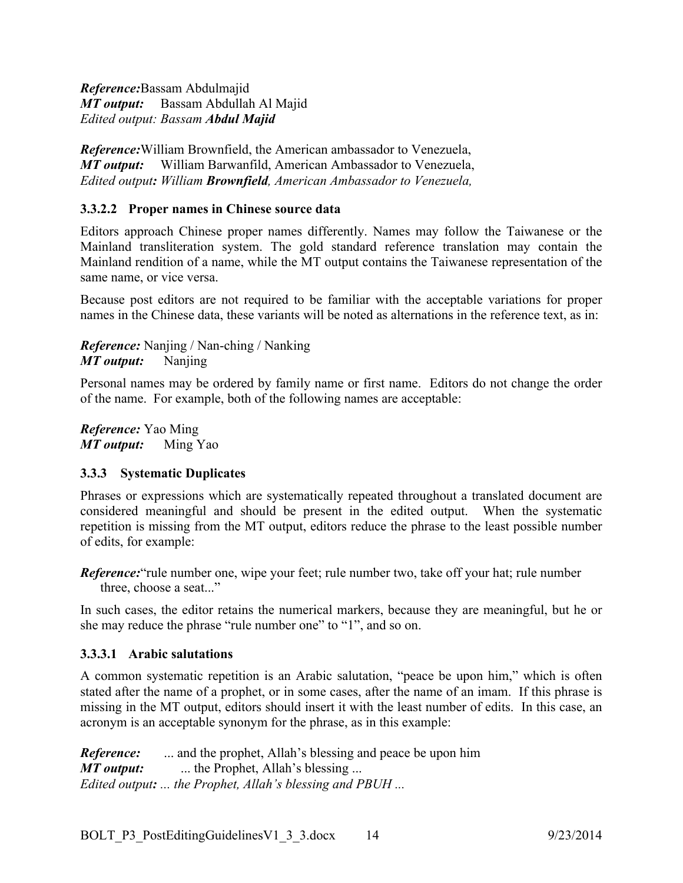***Reference:*** Bassam Abdulmajid
***MT output:*** Bassam Abdullah Al Majid
*Edited output: Bassam **Abdul Majid***

***Reference:*** William Brownfield, the American ambassador to Venezuela,
***MT output:*** William Barwanfild, American Ambassador to Venezuela,
*Edited output**:** William **Brownfield**, American Ambassador to Venezuela,*

#### 3.3.2.2 Proper names in Chinese source data

Editors approach Chinese proper names differently. Names may follow the Taiwanese or the Mainland transliteration system. The gold standard reference translation may contain the Mainland rendition of a name, while the MT output contains the Taiwanese representation of the same name, or vice versa.

Because post editors are not required to be familiar with the acceptable variations for proper names in the Chinese data, these variants will be noted as alternations in the reference text, as in:

***Reference:*** Nanjing / Nan-ching / Nanking
***MT output:*** Nanjing

Personal names may be ordered by family name or first name. Editors do not change the order of the name. For example, both of the following names are acceptable:

***Reference:*** Yao Ming
***MT output:*** Ming Yao

### 3.3.3 Systematic Duplicates

Phrases or expressions which are systematically repeated throughout a translated document are considered meaningful and should be present in the edited output. When the systematic repetition is missing from the MT output, editors reduce the phrase to the least possible number of edits, for example:

***Reference:*** "rule number one, wipe your feet; rule number two, take off your hat; rule number three, choose a seat..."

In such cases, the editor retains the numerical markers, because they are meaningful, but he or she may reduce the phrase "rule number one" to "1", and so on.

#### 3.3.3.1 Arabic salutations

A common systematic repetition is an Arabic salutation, "peace be upon him," which is often stated after the name of a prophet, or in some cases, after the name of an imam. If this phrase is missing in the MT output, editors should insert it with the least number of edits. In this case, an acronym is an acceptable synonym for the phrase, as in this example:

***Reference:*** ... and the prophet, Allah's blessing and peace be upon him
***MT output:*** ... the Prophet, Allah's blessing ...
*Edited output**:** ... the Prophet, Allah's blessing and PBUH ...*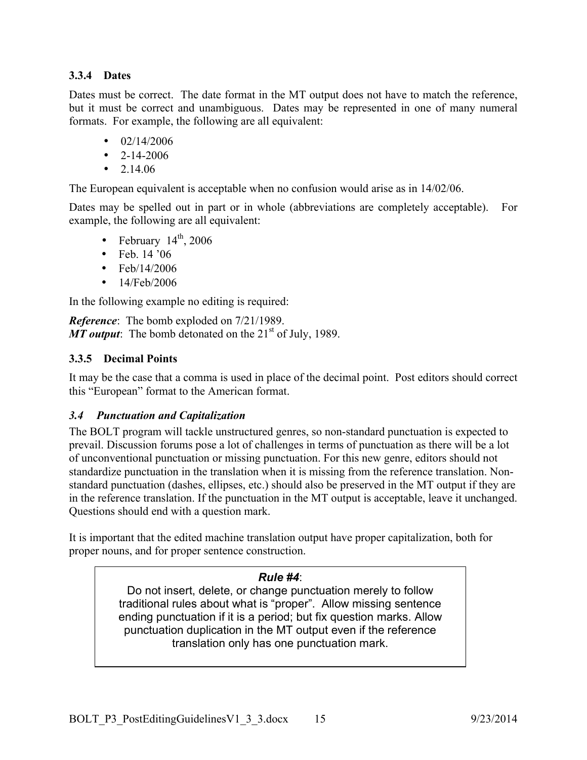### 3.3.4 Dates

Dates must be correct. The date format in the MT output does not have to match the reference, but it must be correct and unambiguous. Dates may be represented in one of many numeral formats. For example, the following are all equivalent:

- 02/14/2006
- 2-14-2006
- 2.14.06

The European equivalent is acceptable when no confusion would arise as in 14/02/06.

Dates may be spelled out in part or in whole (abbreviations are completely acceptable). For example, the following are all equivalent:

- February 14th, 2006
- Feb. 14 '06
- Feb/14/2006
- 14/Feb/2006

In the following example no editing is required:

***Reference***: The bomb exploded on 7/21/1989.
***MT output***: The bomb detonated on the 21st of July, 1989.

### 3.3.5 Decimal Points

It may be the case that a comma is used in place of the decimal point. Post editors should correct this "European" format to the American format.

## *3.4 Punctuation and Capitalization*

The BOLT program will tackle unstructured genres, so non-standard punctuation is expected to prevail. Discussion forums pose a lot of challenges in terms of punctuation as there will be a lot of unconventional punctuation or missing punctuation. For this new genre, editors should not standardize punctuation in the translation when it is missing from the reference translation. Non-standard punctuation (dashes, ellipses, etc.) should also be preserved in the MT output if they are in the reference translation. If the punctuation in the MT output is acceptable, leave it unchanged. Questions should end with a question mark.

It is important that the edited machine translation output have proper capitalization, both for proper nouns, and for proper sentence construction.

> ***Rule #4***:
> Do not insert, delete, or change punctuation merely to follow traditional rules about what is "proper". Allow missing sentence ending punctuation if it is a period; but fix question marks. Allow punctuation duplication in the MT output even if the reference translation only has one punctuation mark.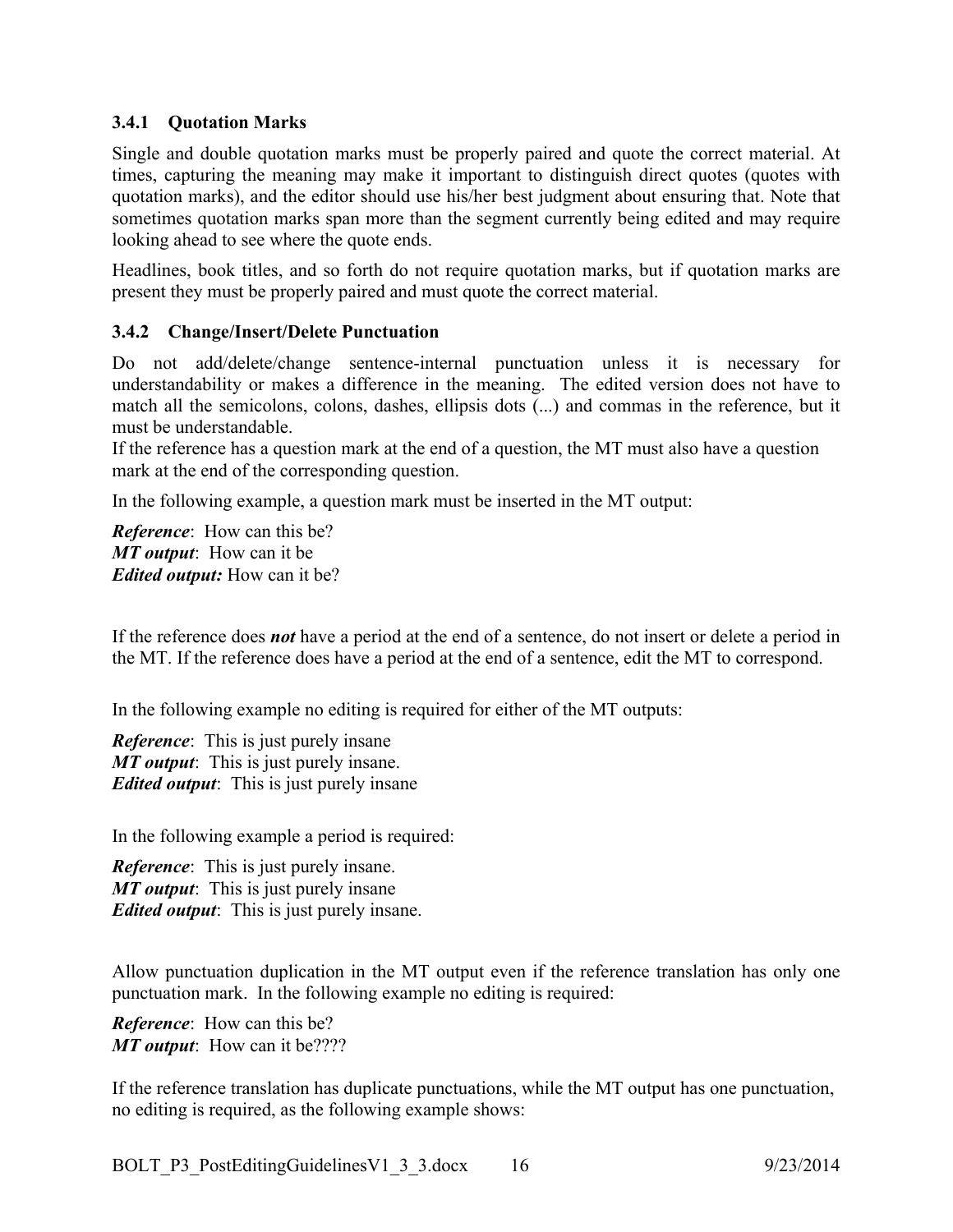### 3.4.1 Quotation Marks

Single and double quotation marks must be properly paired and quote the correct material. At times, capturing the meaning may make it important to distinguish direct quotes (quotes with quotation marks), and the editor should use his/her best judgment about ensuring that. Note that sometimes quotation marks span more than the segment currently being edited and may require looking ahead to see where the quote ends.

Headlines, book titles, and so forth do not require quotation marks, but if quotation marks are present they must be properly paired and must quote the correct material.

### 3.4.2 Change/Insert/Delete Punctuation

Do not add/delete/change sentence-internal punctuation unless it is necessary for understandability or makes a difference in the meaning. The edited version does not have to match all the semicolons, colons, dashes, ellipsis dots (...) and commas in the reference, but it must be understandable.

If the reference has a question mark at the end of a question, the MT must also have a question mark at the end of the corresponding question.

In the following example, a question mark must be inserted in the MT output:

***Reference***: How can this be?
***MT output***: How can it be
***Edited output:*** How can it be?

If the reference does ***not*** have a period at the end of a sentence, do not insert or delete a period in the MT. If the reference does have a period at the end of a sentence, edit the MT to correspond.

In the following example no editing is required for either of the MT outputs:

***Reference***: This is just purely insane
***MT output***: This is just purely insane.
***Edited output***: This is just purely insane

In the following example a period is required:

***Reference***: This is just purely insane.
***MT output***: This is just purely insane
***Edited output***: This is just purely insane.

Allow punctuation duplication in the MT output even if the reference translation has only one punctuation mark. In the following example no editing is required:

***Reference***: How can this be?
***MT output***: How can it be????

If the reference translation has duplicate punctuations, while the MT output has one punctuation, no editing is required, as the following example shows: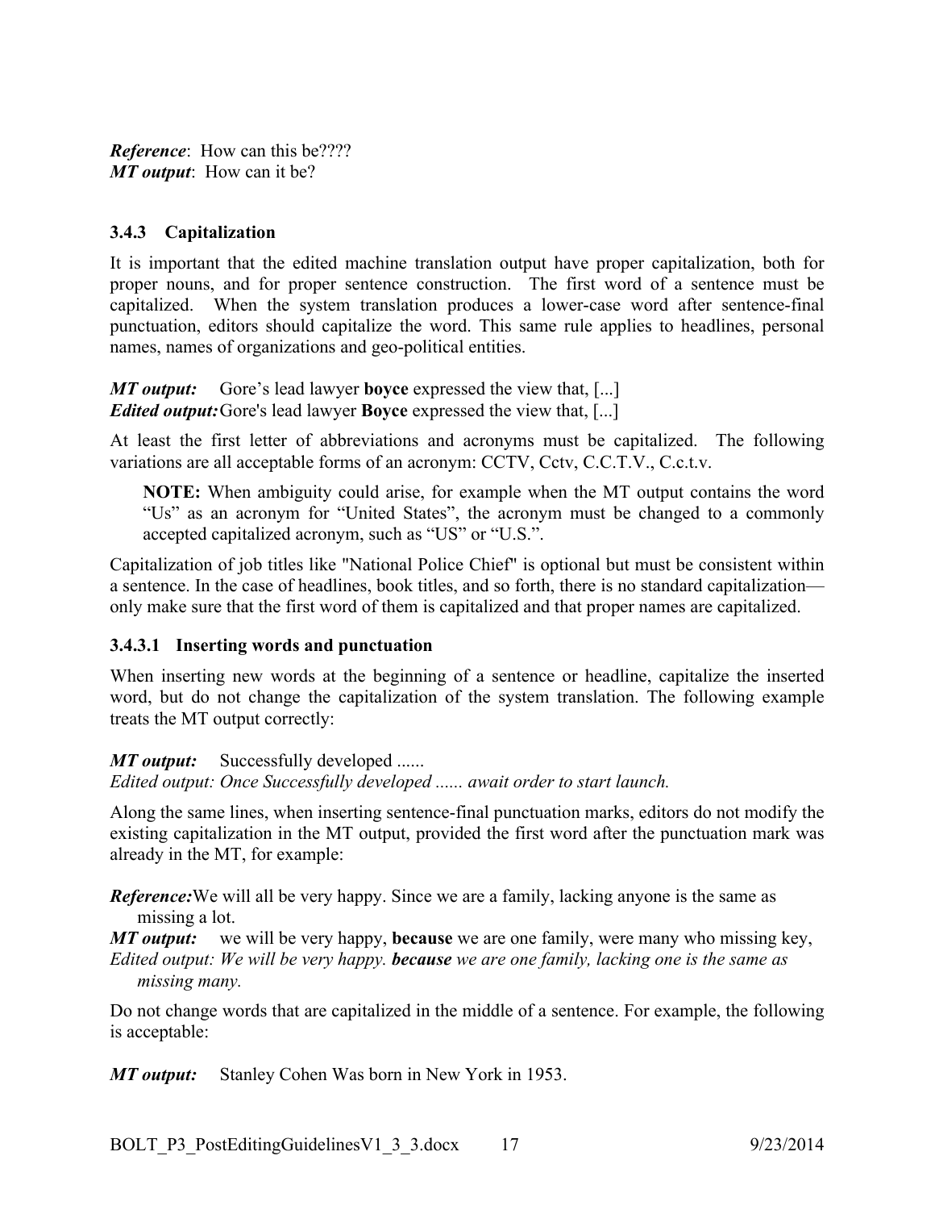***Reference***:  How can this be????
***MT output***:  How can it be?

### 3.4.3 Capitalization

It is important that the edited machine translation output have proper capitalization, both for proper nouns, and for proper sentence construction. The first word of a sentence must be capitalized. When the system translation produces a lower-case word after sentence-final punctuation, editors should capitalize the word. This same rule applies to headlines, personal names, names of organizations and geo-political entities.

***MT output:*** Gore's lead lawyer **boyce** expressed the view that, [...]
***Edited output:*** Gore's lead lawyer **Boyce** expressed the view that, [...]

At least the first letter of abbreviations and acronyms must be capitalized. The following variations are all acceptable forms of an acronym: CCTV, Cctv, C.C.T.V., C.c.t.v.

> **NOTE:** When ambiguity could arise, for example when the MT output contains the word "Us" as an acronym for "United States", the acronym must be changed to a commonly accepted capitalized acronym, such as "US" or "U.S.".

Capitalization of job titles like "National Police Chief" is optional but must be consistent within a sentence. In the case of headlines, book titles, and so forth, there is no standard capitalization—only make sure that the first word of them is capitalized and that proper names are capitalized.

#### 3.4.3.1 Inserting words and punctuation

When inserting new words at the beginning of a sentence or headline, capitalize the inserted word, but do not change the capitalization of the system translation. The following example treats the MT output correctly:

***MT output:*** Successfully developed ......
*Edited output: Once Successfully developed ...... await order to start launch.*

Along the same lines, when inserting sentence-final punctuation marks, editors do not modify the existing capitalization in the MT output, provided the first word after the punctuation mark was already in the MT, for example:

***Reference:*** We will all be very happy. Since we are a family, lacking anyone is the same as missing a lot.
***MT output:*** we will be very happy, **because** we are one family, were many who missing key,
*Edited output: We will be very happy.* ***because*** *we are one family, lacking one is the same as missing many.*

Do not change words that are capitalized in the middle of a sentence. For example, the following is acceptable:

***MT output:*** Stanley Cohen Was born in New York in 1953.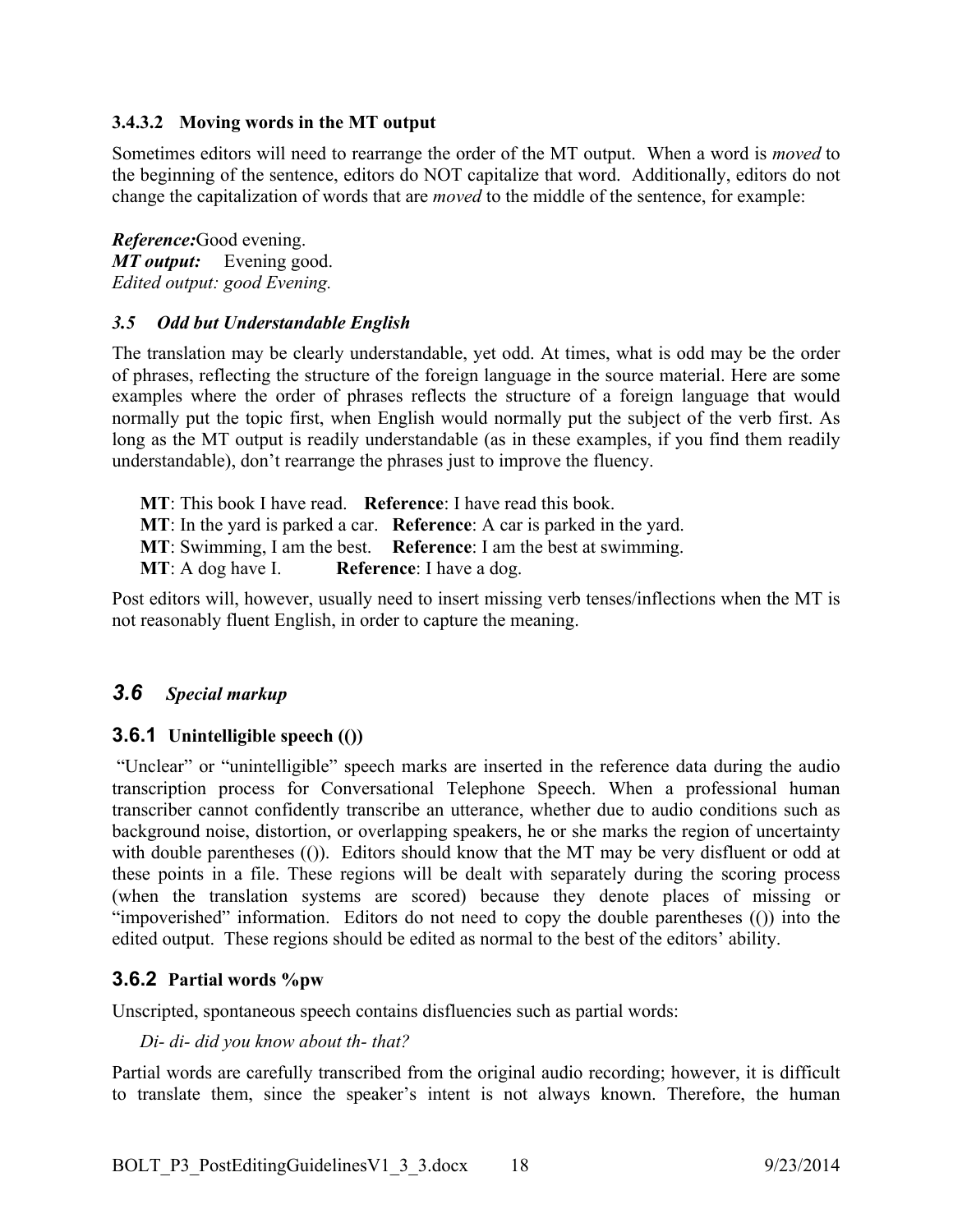#### 3.4.3.2 Moving words in the MT output

Sometimes editors will need to rearrange the order of the MT output. When a word is *moved* to the beginning of the sentence, editors do NOT capitalize that word. Additionally, editors do not change the capitalization of words that are *moved* to the middle of the sentence, for example:

***Reference:***Good evening.
***MT output:*** Evening good.
*Edited output: good Evening.*

### *3.5 Odd but Understandable English*

The translation may be clearly understandable, yet odd. At times, what is odd may be the order of phrases, reflecting the structure of the foreign language in the source material. Here are some examples where the order of phrases reflects the structure of a foreign language that would normally put the topic first, when English would normally put the subject of the verb first. As long as the MT output is readily understandable (as in these examples, if you find them readily understandable), don't rearrange the phrases just to improve the fluency.

> **MT**: This book I have read. **Reference**: I have read this book.
> **MT**: In the yard is parked a car. **Reference**: A car is parked in the yard.
> **MT**: Swimming, I am the best. **Reference**: I am the best at swimming.
> **MT**: A dog have I. **Reference**: I have a dog.

Post editors will, however, usually need to insert missing verb tenses/inflections when the MT is not reasonably fluent English, in order to capture the meaning.

## *3.6 Special markup*

### 3.6.1 Unintelligible speech (())

"Unclear" or "unintelligible" speech marks are inserted in the reference data during the audio transcription process for Conversational Telephone Speech. When a professional human transcriber cannot confidently transcribe an utterance, whether due to audio conditions such as background noise, distortion, or overlapping speakers, he or she marks the region of uncertainty with double parentheses (()). Editors should know that the MT may be very disfluent or odd at these points in a file. These regions will be dealt with separately during the scoring process (when the translation systems are scored) because they denote places of missing or "impoverished" information. Editors do not need to copy the double parentheses (()) into the edited output. These regions should be edited as normal to the best of the editors' ability.

### 3.6.2 Partial words %pw

Unscripted, spontaneous speech contains disfluencies such as partial words:

> *Di- di- did you know about th- that?*

Partial words are carefully transcribed from the original audio recording; however, it is difficult to translate them, since the speaker's intent is not always known. Therefore, the human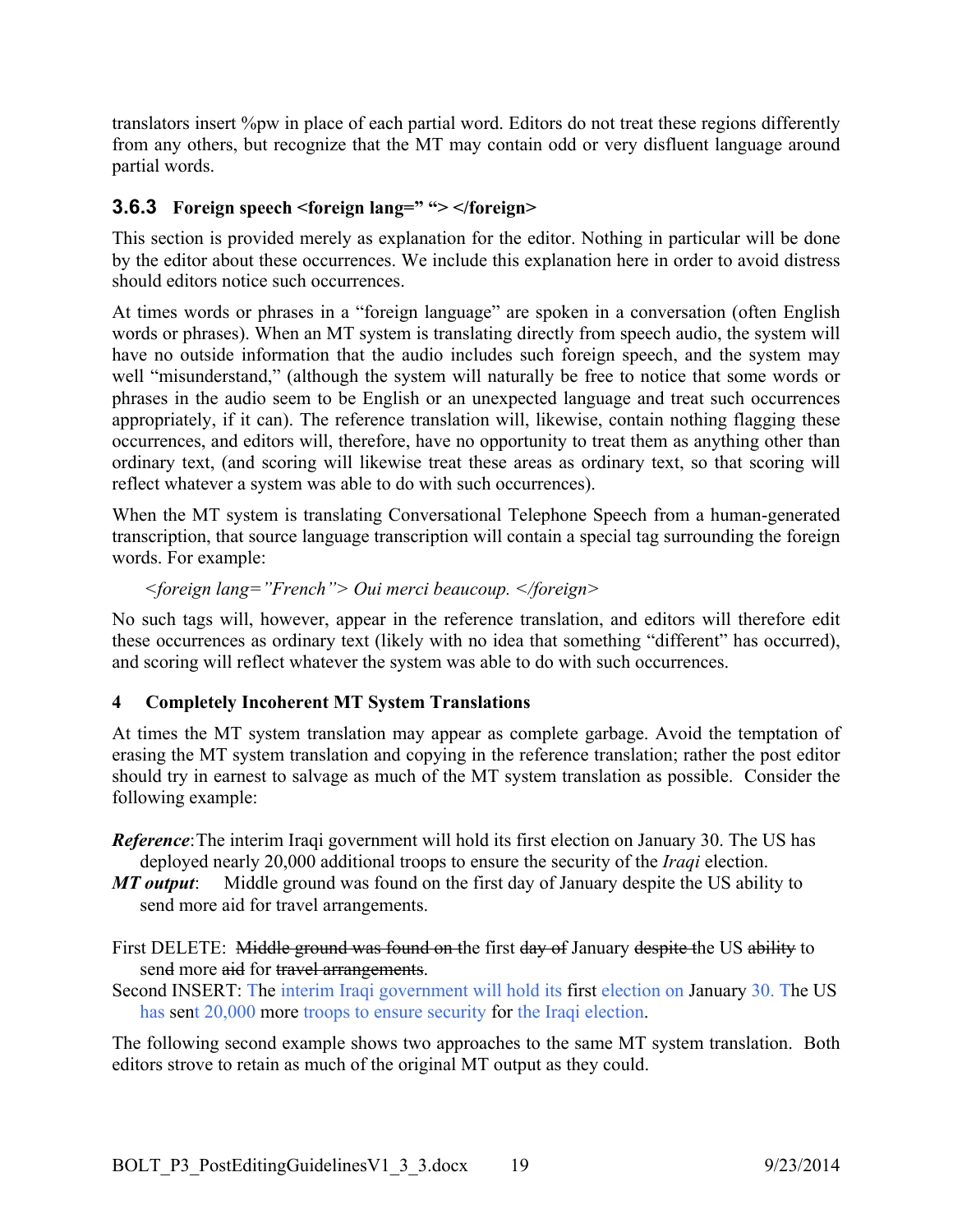translators insert %pw in place of each partial word. Editors do not treat these regions differently from any others, but recognize that the MT may contain odd or very disfluent language around partial words.

### 3.6.3 Foreign speech <foreign lang=" "> </foreign>

This section is provided merely as explanation for the editor. Nothing in particular will be done by the editor about these occurrences. We include this explanation here in order to avoid distress should editors notice such occurrences.

At times words or phrases in a "foreign language" are spoken in a conversation (often English words or phrases). When an MT system is translating directly from speech audio, the system will have no outside information that the audio includes such foreign speech, and the system may well "misunderstand," (although the system will naturally be free to notice that some words or phrases in the audio seem to be English or an unexpected language and treat such occurrences appropriately, if it can). The reference translation will, likewise, contain nothing flagging these occurrences, and editors will, therefore, have no opportunity to treat them as anything other than ordinary text, (and scoring will likewise treat these areas as ordinary text, so that scoring will reflect whatever a system was able to do with such occurrences).

When the MT system is translating Conversational Telephone Speech from a human-generated transcription, that source language transcription will contain a special tag surrounding the foreign words. For example:

> *<foreign lang="French"> Oui merci beaucoup. </foreign>*

No such tags will, however, appear in the reference translation, and editors will therefore edit these occurrences as ordinary text (likely with no idea that something "different" has occurred), and scoring will reflect whatever the system was able to do with such occurrences.

## 4 Completely Incoherent MT System Translations

At times the MT system translation may appear as complete garbage. Avoid the temptation of erasing the MT system translation and copying in the reference translation; rather the post editor should try in earnest to salvage as much of the MT system translation as possible. Consider the following example:

***Reference***: The interim Iraqi government will hold its first election on January 30. The US has deployed nearly 20,000 additional troops to ensure the security of the *Iraqi* election.
***MT output***: Middle ground was found on the first day of January despite the US ability to send more aid for travel arrangements.

First DELETE: ~~Middle ground was found on t~~he first ~~day of~~ January ~~despite t~~he US ~~ability~~ to sen~~d~~ more ~~aid~~ for ~~travel arrangements~~.
Second INSERT: The interim Iraqi government will hold its first election on January 30. The US has sent 20,000 more troops to ensure security for the Iraqi election.

The following second example shows two approaches to the same MT system translation. Both editors strove to retain as much of the original MT output as they could.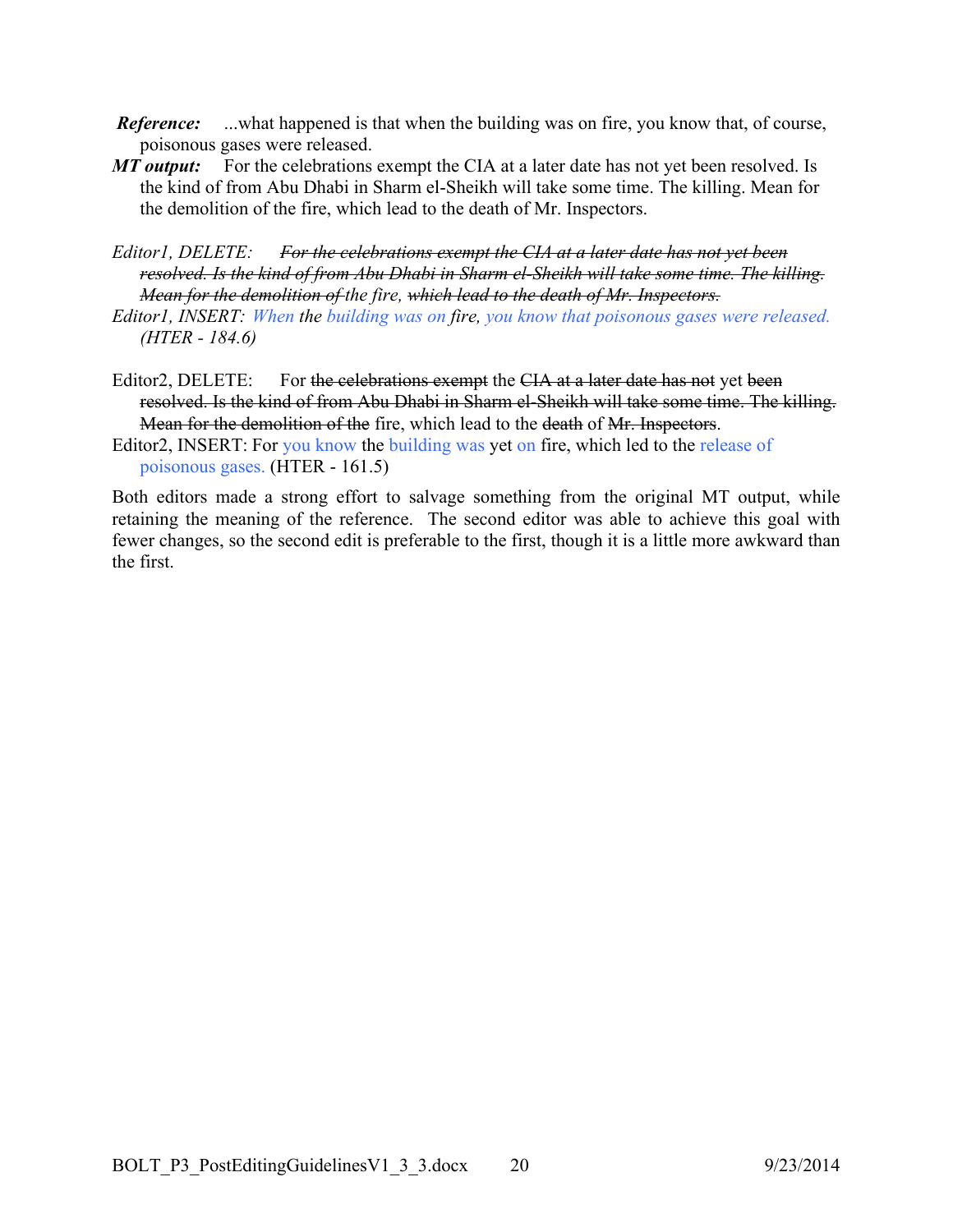***Reference:*** ...what happened is that when the building was on fire, you know that, of course, poisonous gases were released.

***MT output:*** For the celebrations exempt the CIA at a later date has not yet been resolved. Is the kind of from Abu Dhabi in Sharm el-Sheikh will take some time. The killing. Mean for the demolition of the fire, which lead to the death of Mr. Inspectors.

*Editor1, DELETE:* *~~For the celebrations exempt the CIA at a later date has not yet been resolved. Is the kind of from Abu Dhabi in Sharm el-Sheikh will take some time. The killing. Mean for the demolition of~~ the fire, ~~which lead to the death of Mr. Inspectors.~~*

*Editor1, INSERT: When the building was on fire, you know that poisonous gases were released. (HTER - 184.6)*

Editor2, DELETE: For ~~the celebrations exempt~~ the ~~CIA at a later date has not~~ yet ~~been resolved. Is the kind of from Abu Dhabi in Sharm el-Sheikh will take some time. The killing. Mean for the demolition of the~~ fire, which lead to the ~~death~~ of ~~Mr. Inspectors~~.

Editor2, INSERT: For you know the building was yet on fire, which led to the release of poisonous gases. (HTER - 161.5)

Both editors made a strong effort to salvage something from the original MT output, while retaining the meaning of the reference. The second editor was able to achieve this goal with fewer changes, so the second edit is preferable to the first, though it is a little more awkward than the first.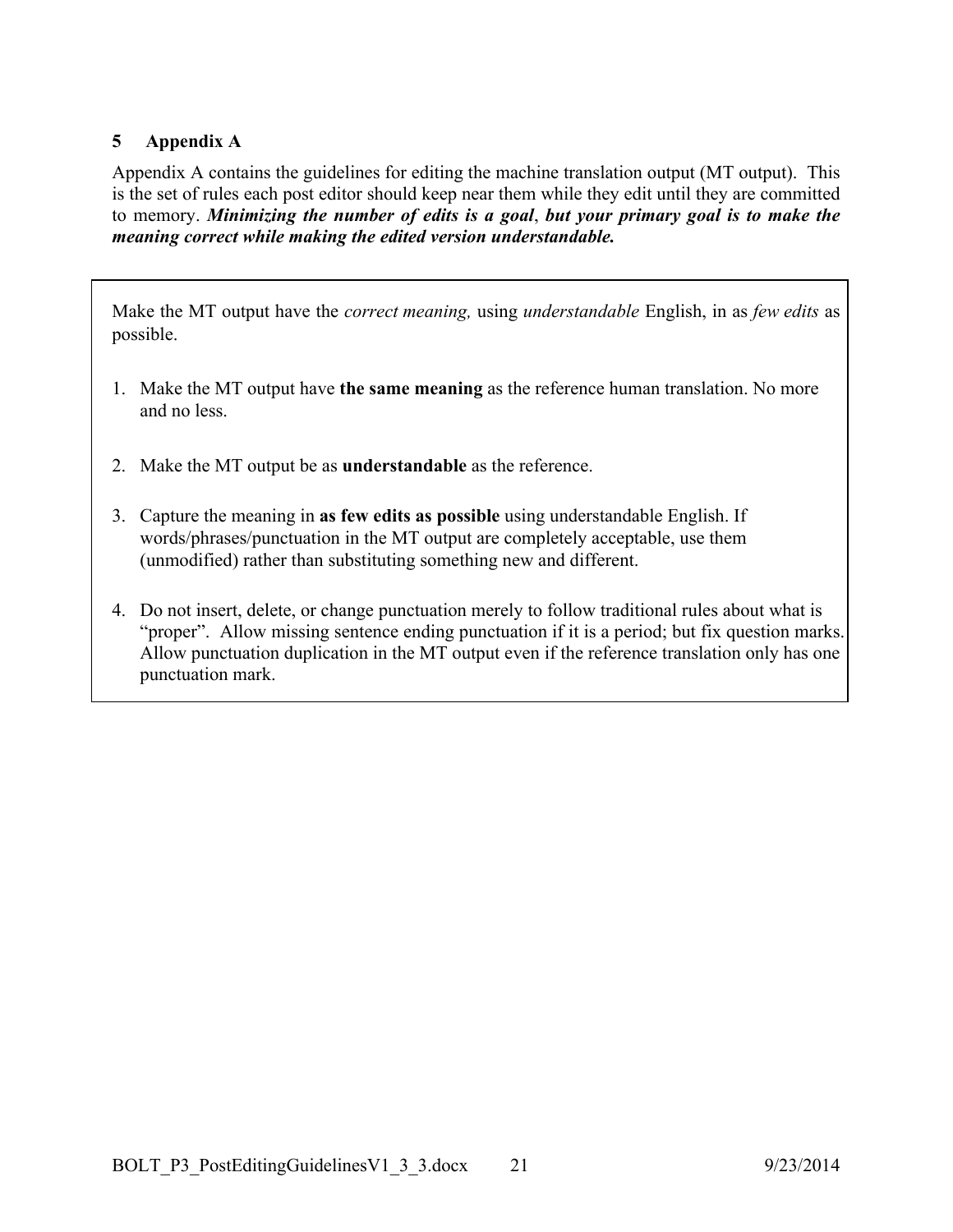# 5 Appendix A

Appendix A contains the guidelines for editing the machine translation output (MT output). This is the set of rules each post editor should keep near them while they edit until they are committed to memory. ***Minimizing the number of edits is a goal***, ***but your primary goal is to make the meaning correct while making the edited version understandable.***

Make the MT output have the *correct meaning,* using *understandable* English, in as *few edits* as possible.

1. Make the MT output have **the same meaning** as the reference human translation. No more and no less.

2. Make the MT output be as **understandable** as the reference.

3. Capture the meaning in **as few edits as possible** using understandable English. If words/phrases/punctuation in the MT output are completely acceptable, use them (unmodified) rather than substituting something new and different.

4. Do not insert, delete, or change punctuation merely to follow traditional rules about what is "proper". Allow missing sentence ending punctuation if it is a period; but fix question marks. Allow punctuation duplication in the MT output even if the reference translation only has one punctuation mark.